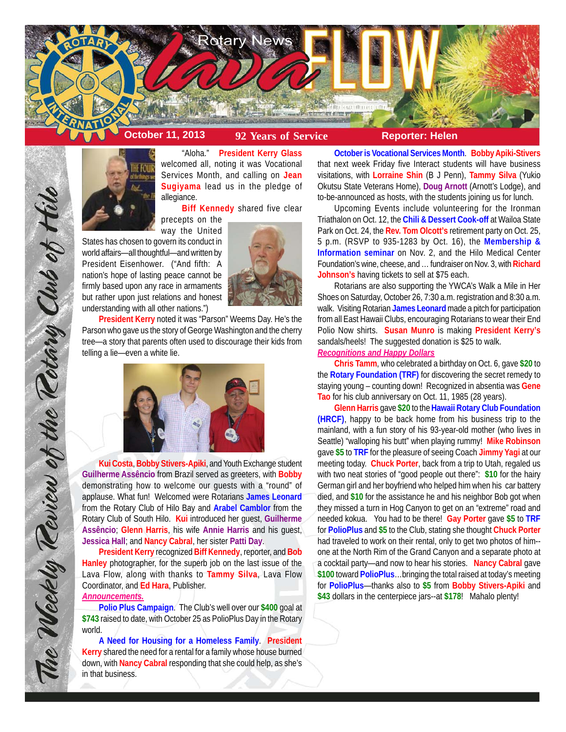# Lava FLOW — Rotary News

**October 11, 2013** | **92 Years of Service** | **Reporter: Helen**

*The Weekly Review of the Rotary Club of Hilo*

"Aloha." **President Kerry Glass** welcomed all, noting it was Vocational Services Month, and calling on **Jean Sugiyama** lead us in the pledge of allegiance.

**Biff Kennedy** shared five clear precepts on the way the United States has chosen to govern its conduct in world affairs—all thoughtful—and written by President Eisenhower. ("And fifth: A nation's hope of lasting peace cannot be firmly based upon any race in armaments but rather upon just relations and honest understanding with all other nations.")

**President Kerry** noted it was "Parson" Weems Day. He's the Parson who gave us the story of George Washington and the cherry tree—a story that parents often used to discourage their kids from telling a lie—even a white lie.

**Kui Costa**, **Bobby Stivers-Apiki**, and Youth Exchange student **Guilherme Assêncio** from Brazil served as greeters, with **Bobby** demonstrating how to welcome our guests with a "round" of applause. What fun! Welcomed were Rotarians **James Leonard** from the Rotary Club of Hilo Bay and **Arabel Camblor** from the Rotary Club of South Hilo. **Kui** introduced her guest, **Guilherme Assêncio**; **Glenn Harris**, his wife **Annie Harris** and his guest, **Jessica Hall**; and **Nancy Cabral**, her sister **Patti Day**.

**President Kerry** recognized **Biff Kennedy**, reporter, and **Bob Hanley** photographer, for the superb job on the last issue of the Lava Flow, along with thanks to **Tammy Silva**, Lava Flow Coordinator, and **Ed Hara**, Publisher.

***Announcements.***

**Polio Plus Campaign**. The Club's well over our **$400** goal at **$743** raised to date, with October 25 as PolioPlus Day in the Rotary world.

**A Need for Housing for a Homeless Family**. **President Kerry** shared the need for a rental for a family whose house burned down, with **Nancy Cabral** responding that she could help, as she's in that business.

**October is Vocational Services Month**. **Bobby Apiki-Stivers** that next week Friday five Interact students will have business visitations, with **Lorraine Shin** (B J Penn), **Tammy Silva** (Yukio Okutsu State Veterans Home), **Doug Arnott** (Arnott's Lodge), and to-be-announced as hosts, with the students joining us for lunch.

Upcoming Events include volunteering for the Ironman Triathalon on Oct. 12, the **Chili & Dessert Cook-off** at Wailoa State Park on Oct. 24, the **Rev. Tom Olcott's** retirement party on Oct. 25, 5 p.m. (RSVP to 935-1283 by Oct. 16), the **Membership & Information seminar** on Nov. 2, and the Hilo Medical Center Foundation's wine, cheese, and … fundraiser on Nov. 3, with **Richard Johnson's** having tickets to sell at $75 each.

Rotarians are also supporting the YWCA's Walk a Mile in Her Shoes on Saturday, October 26, 7:30 a.m. registration and 8:30 a.m. walk. Visiting Rotarian **James Leonard** made a pitch for participation from all East Hawaii Clubs, encouraging Rotarians to wear their End Polio Now shirts. **Susan Munro** is making **President Kerry's** sandals/heels! The suggested donation is $25 to walk.

***Recognitions and Happy Dollars***

**Chris Tamm**, who celebrated a birthday on Oct. 6, gave **$20** to the **Rotary Foundation (TRF)** for discovering the secret remedy to staying young – counting down! Recognized in absentia was **Gene Tao** for his club anniversary on Oct. 11, 1985 (28 years).

**Glenn Harris** gave **$20** to the **Hawaii Rotary Club Foundation (HRCF)**, happy to be back home from his business trip to the mainland, with a fun story of his 93-year-old mother (who lives in Seattle) "walloping his butt" when playing rummy! **Mike Robinson** gave **$5** to **TRF** for the pleasure of seeing Coach **Jimmy Yagi** at our meeting today. **Chuck Porter**, back from a trip to Utah, regaled us with two neat stories of "good people out there": **$10** for the hairy German girl and her boyfriend who helped him when his car battery died, and **$10** for the assistance he and his neighbor Bob got when they missed a turn in Hog Canyon to get on an "extreme" road and needed kokua. You had to be there! **Gay Porter** gave **$5** to **TRF** for **PolioPlus** and **$5** to the Club, stating she thought **Chuck Porter** had traveled to work on their rental, only to get two photos of him--one at the North Rim of the Grand Canyon and a separate photo at a cocktail party—and now to hear his stories. **Nancy Cabral** gave **$100** toward **PolioPlus**…bringing the total raised at today's meeting for **PolioPlus**—thanks also to **$5** from **Bobby Stivers-Apiki** and **$43** dollars in the centerpiece jars--at **$178**! Mahalo plenty!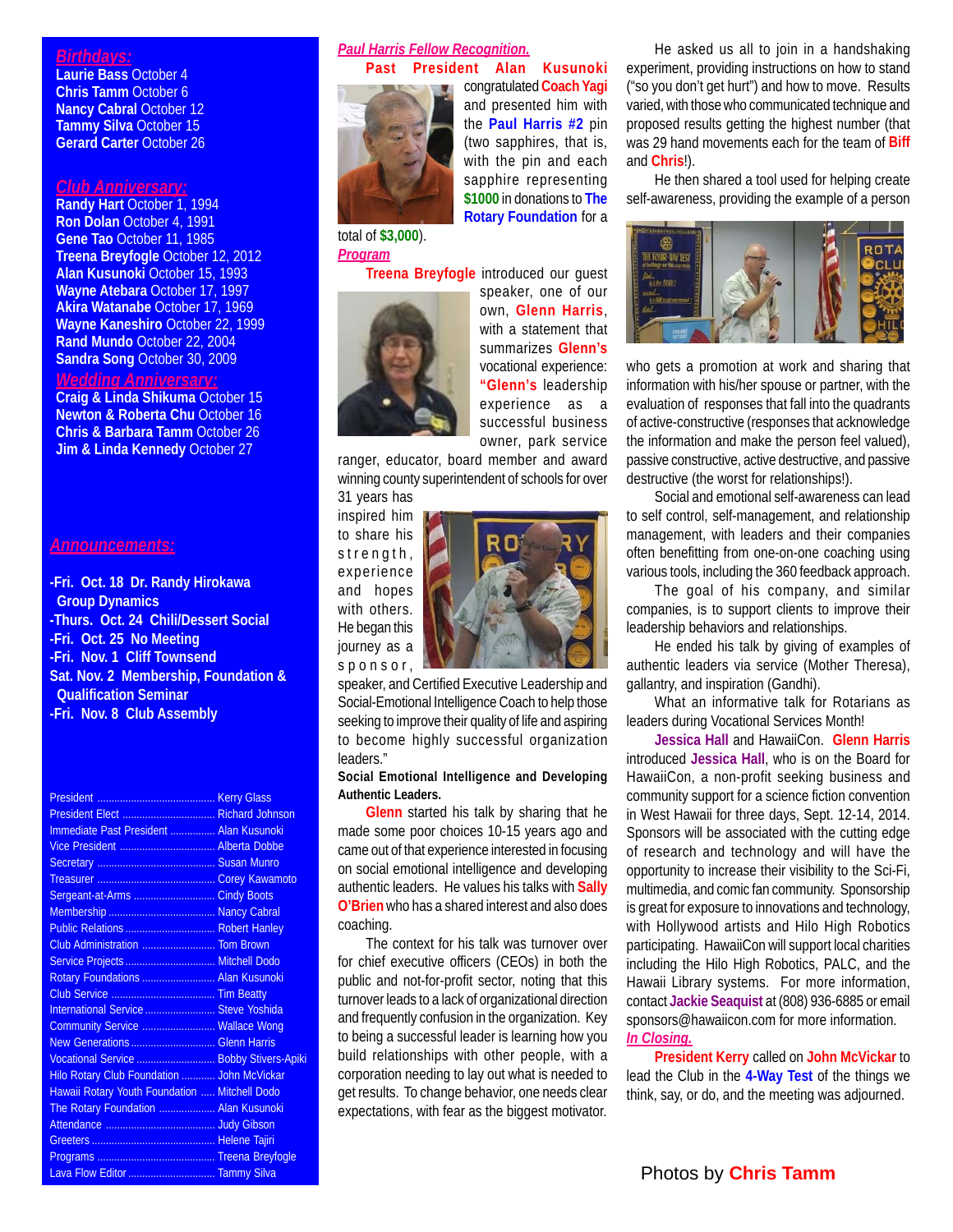## Birthdays:

**Laurie Bass** October 4
**Chris Tamm** October 6
**Nancy Cabral** October 12
**Tammy Silva** October 15
**Gerard Carter** October 26

## Club Anniversary:

**Randy Hart** October 1, 1994
**Ron Dolan** October 4, 1991
**Gene Tao** October 11, 1985
**Treena Breyfogle** October 12, 2012
**Alan Kusunoki** October 15, 1993
**Wayne Atebara** October 17, 1997
**Akira Watanabe** October 17, 1969
**Wayne Kaneshiro** October 22, 1999
**Rand Mundo** October 22, 2004
**Sandra Song** October 30, 2009

## Wedding Anniversary:

**Craig & Linda Shikuma** October 15
**Newton & Roberta Chu** October 16
**Chris & Barbara Tamm** October 26
**Jim & Linda Kennedy** October 27

## Announcements:

**-Fri. Oct. 18 Dr. Randy Hirokawa Group Dynamics**
**-Thurs. Oct. 24 Chili/Dessert Social**
**-Fri. Oct. 25 No Meeting**
**-Fri. Nov. 1 Cliff Townsend**
**Sat. Nov. 2 Membership, Foundation & Qualification Seminar**
**-Fri. Nov. 8 Club Assembly**

| | |
|---|---|
| President | Kerry Glass |
| President Elect | Richard Johnson |
| Immediate Past President | Alan Kusunoki |
| Vice President | Alberta Dobbe |
| Secretary | Susan Munro |
| Treasurer | Corey Kawamoto |
| Sergeant-at-Arms | Cindy Boots |
| Membership | Nancy Cabral |
| Public Relations | Robert Hanley |
| Club Administration | Tom Brown |
| Service Projects | Mitchell Dodo |
| Rotary Foundations | Alan Kusunoki |
| Club Service | Tim Beatty |
| International Service | Steve Yoshida |
| Community Service | Wallace Wong |
| New Generations | Glenn Harris |
| Vocational Service | Bobby Stivers-Apiki |
| Hilo Rotary Club Foundation | John McVickar |
| Hawaii Rotary Youth Foundation | Mitchell Dodo |
| The Rotary Foundation | Alan Kusunoki |
| Attendance | Judy Gibson |
| Greeters | Helene Tajiri |
| Programs | Treena Breyfogle |
| Lava Flow Editor | Tammy Silva |

## Paul Harris Fellow Recognition.

**Past President Alan Kusunoki** congratulated **Coach Yagi** and presented him with the **Paul Harris #2** pin (two sapphires, that is, with the pin and each sapphire representing **$1000** in donations to **The Rotary Foundation** for a total of **$3,000**).

## Program

**Treena Breyfogle** introduced our guest speaker, one of our own, **Glenn Harris**, with a statement that summarizes **Glenn's** vocational experience: **"Glenn's** leadership experience as a successful business owner, park service ranger, educator, board member and award winning county superintendent of schools for over 31 years has inspired him to share his strength, experience and hopes with others. He began this journey as a sponsor, speaker, and Certified Executive Leadership and Social-Emotional Intelligence Coach to help those seeking to improve their quality of life and aspiring to become highly successful organization leaders."

**Social Emotional Intelligence and Developing Authentic Leaders.**

**Glenn** started his talk by sharing that he made some poor choices 10-15 years ago and came out of that experience interested in focusing on social emotional intelligence and developing authentic leaders. He values his talks with **Sally O'Brien** who has a shared interest and also does coaching.

The context for his talk was turnover over for chief executive officers (CEOs) in both the public and not-for-profit sector, noting that this turnover leads to a lack of organizational direction and frequently confusion in the organization. Key to being a successful leader is learning how you build relationships with other people, with a corporation needing to lay out what is needed to get results. To change behavior, one needs clear expectations, with fear as the biggest motivator.

He asked us all to join in a handshaking experiment, providing instructions on how to stand ("so you don't get hurt") and how to move. Results varied, with those who communicated technique and proposed results getting the highest number (that was 29 hand movements each for the team of **Biff** and **Chris**!).

He then shared a tool used for helping create self-awareness, providing the example of a person who gets a promotion at work and sharing that information with his/her spouse or partner, with the evaluation of responses that fall into the quadrants of active-constructive (responses that acknowledge the information and make the person feel valued), passive constructive, active destructive, and passive destructive (the worst for relationships!).

Social and emotional self-awareness can lead to self control, self-management, and relationship management, with leaders and their companies often benefitting from one-on-one coaching using various tools, including the 360 feedback approach.

The goal of his company, and similar companies, is to support clients to improve their leadership behaviors and relationships.

He ended his talk by giving of examples of authentic leaders via service (Mother Theresa), gallantry, and inspiration (Gandhi).

What an informative talk for Rotarians as leaders during Vocational Services Month!

**Jessica Hall** and HawaiiCon. **Glenn Harris** introduced **Jessica Hall**, who is on the Board for HawaiiCon, a non-profit seeking business and community support for a science fiction convention in West Hawaii for three days, Sept. 12-14, 2014. Sponsors will be associated with the cutting edge of research and technology and will have the opportunity to increase their visibility to the Sci-Fi, multimedia, and comic fan community. Sponsorship is great for exposure to innovations and technology, with Hollywood artists and Hilo High Robotics participating. HawaiiCon will support local charities including the Hilo High Robotics, PALC, and the Hawaii Library systems. For more information, contact **Jackie Seaquist** at (808) 936-6885 or email sponsors@hawaiicon.com for more information.

## In Closing.

**President Kerry** called on **John McVickar** to lead the Club in the **4-Way Test** of the things we think, say, or do, and the meeting was adjourned.

Photos by **Chris Tamm**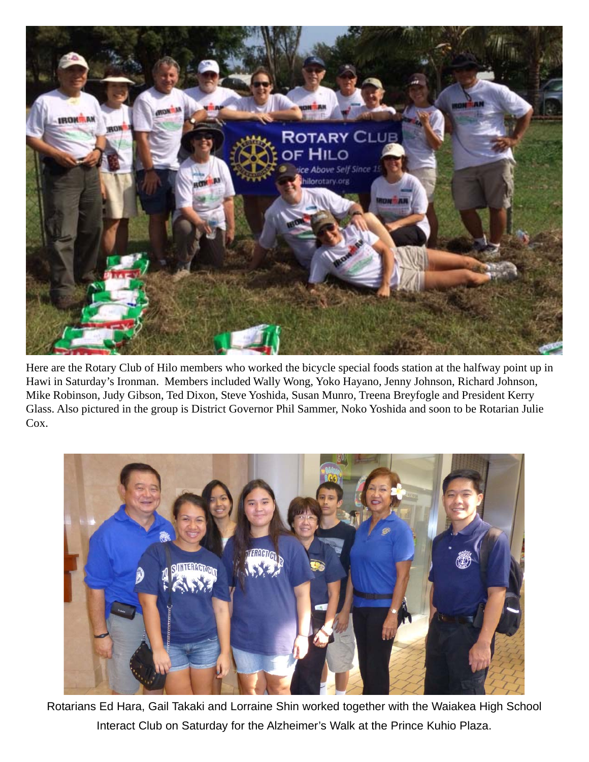Here are the Rotary Club of Hilo members who worked the bicycle special foods station at the halfway point up in Hawi in Saturday's Ironman. Members included Wally Wong, Yoko Hayano, Jenny Johnson, Richard Johnson, Mike Robinson, Judy Gibson, Ted Dixon, Steve Yoshida, Susan Munro, Treena Breyfogle and President Kerry Glass. Also pictured in the group is District Governor Phil Sammer, Noko Yoshida and soon to be Rotarian Julie Cox.

Rotarians Ed Hara, Gail Takaki and Lorraine Shin worked together with the Waiakea High School Interact Club on Saturday for the Alzheimer's Walk at the Prince Kuhio Plaza.